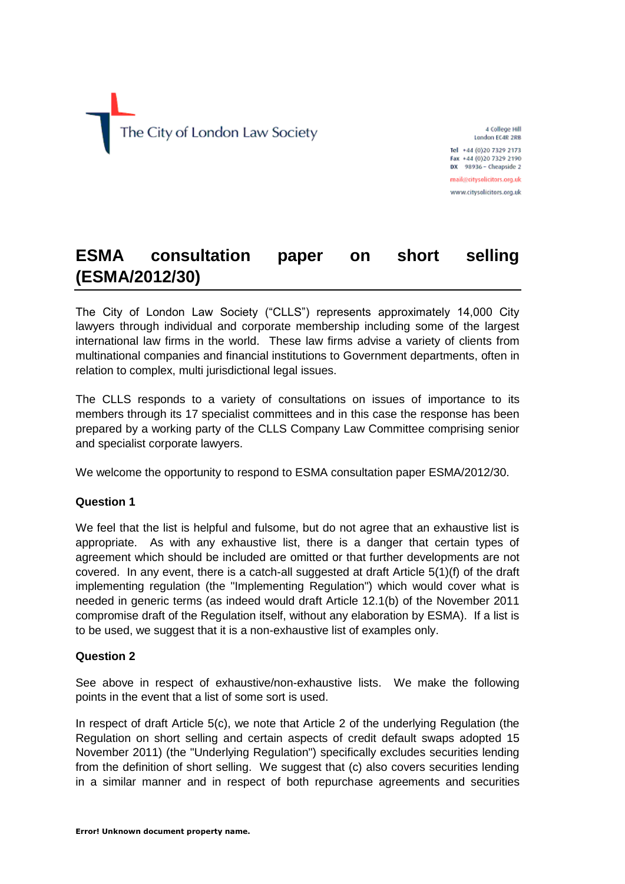The City of London Law Society

4 College Hill
London EC4R 2RB

Tel +44 (0)20 7329 2173
Fax +44 (0)20 7329 2190
DX 98936 – Cheapside 2

mail@citysolicitors.org.uk

www.citysolicitors.org.uk

# ESMA consultation paper on short selling (ESMA/2012/30)

The City of London Law Society ("CLLS") represents approximately 14,000 City lawyers through individual and corporate membership including some of the largest international law firms in the world. These law firms advise a variety of clients from multinational companies and financial institutions to Government departments, often in relation to complex, multi jurisdictional legal issues.

The CLLS responds to a variety of consultations on issues of importance to its members through its 17 specialist committees and in this case the response has been prepared by a working party of the CLLS Company Law Committee comprising senior and specialist corporate lawyers.

We welcome the opportunity to respond to ESMA consultation paper ESMA/2012/30.

**Question 1**

We feel that the list is helpful and fulsome, but do not agree that an exhaustive list is appropriate. As with any exhaustive list, there is a danger that certain types of agreement which should be included are omitted or that further developments are not covered. In any event, there is a catch-all suggested at draft Article 5(1)(f) of the draft implementing regulation (the "Implementing Regulation") which would cover what is needed in generic terms (as indeed would draft Article 12.1(b) of the November 2011 compromise draft of the Regulation itself, without any elaboration by ESMA). If a list is to be used, we suggest that it is a non-exhaustive list of examples only.

**Question 2**

See above in respect of exhaustive/non-exhaustive lists. We make the following points in the event that a list of some sort is used.

In respect of draft Article 5(c), we note that Article 2 of the underlying Regulation (the Regulation on short selling and certain aspects of credit default swaps adopted 15 November 2011) (the "Underlying Regulation") specifically excludes securities lending from the definition of short selling. We suggest that (c) also covers securities lending in a similar manner and in respect of both repurchase agreements and securities

Error! Unknown document property name.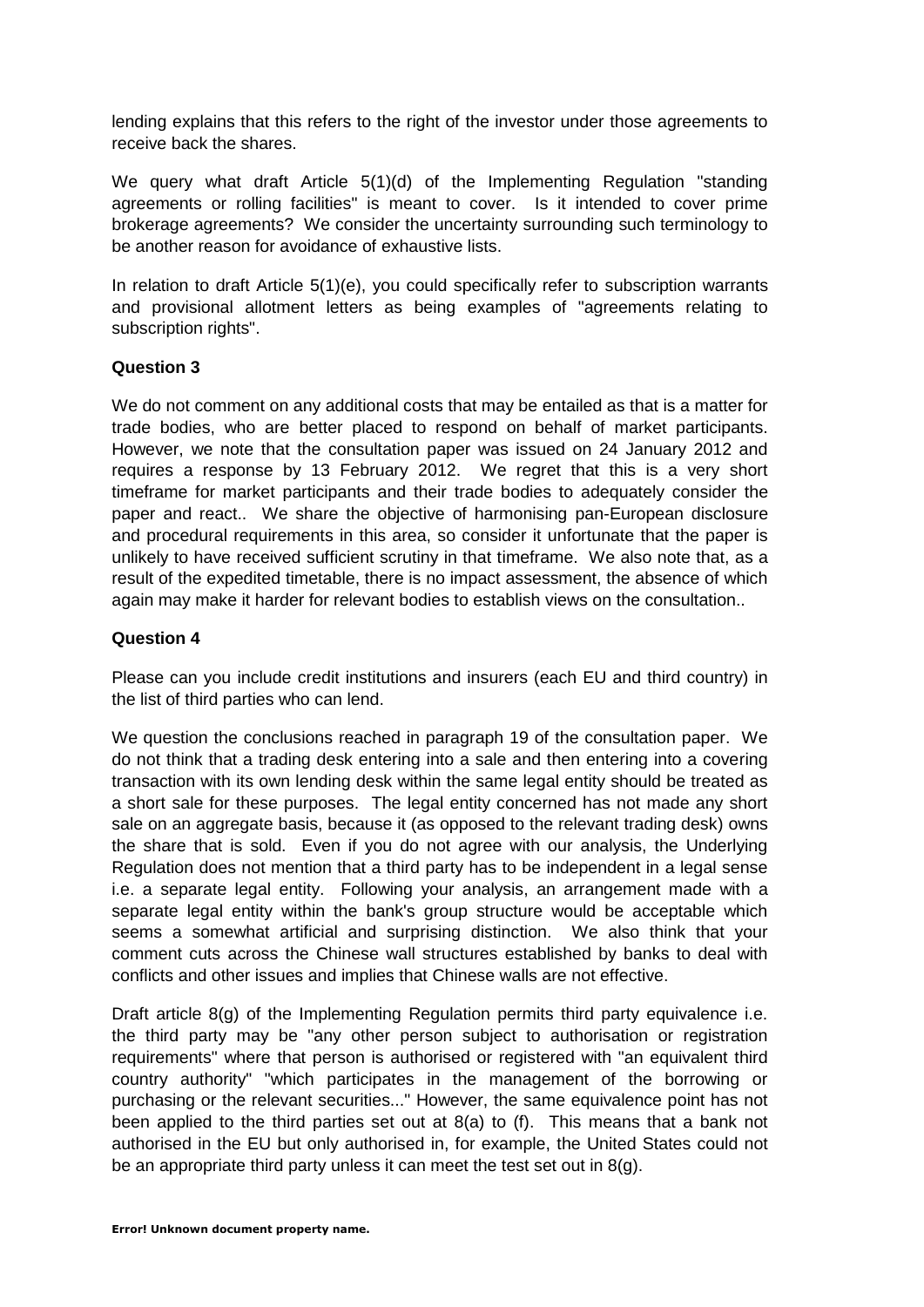lending explains that this refers to the right of the investor under those agreements to receive back the shares.

We query what draft Article 5(1)(d) of the Implementing Regulation "standing agreements or rolling facilities" is meant to cover. Is it intended to cover prime brokerage agreements? We consider the uncertainty surrounding such terminology to be another reason for avoidance of exhaustive lists.

In relation to draft Article 5(1)(e), you could specifically refer to subscription warrants and provisional allotment letters as being examples of "agreements relating to subscription rights".

**Question 3**

We do not comment on any additional costs that may be entailed as that is a matter for trade bodies, who are better placed to respond on behalf of market participants. However, we note that the consultation paper was issued on 24 January 2012 and requires a response by 13 February 2012. We regret that this is a very short timeframe for market participants and their trade bodies to adequately consider the paper and react.. We share the objective of harmonising pan-European disclosure and procedural requirements in this area, so consider it unfortunate that the paper is unlikely to have received sufficient scrutiny in that timeframe. We also note that, as a result of the expedited timetable, there is no impact assessment, the absence of which again may make it harder for relevant bodies to establish views on the consultation..

**Question 4**

Please can you include credit institutions and insurers (each EU and third country) in the list of third parties who can lend.

We question the conclusions reached in paragraph 19 of the consultation paper. We do not think that a trading desk entering into a sale and then entering into a covering transaction with its own lending desk within the same legal entity should be treated as a short sale for these purposes. The legal entity concerned has not made any short sale on an aggregate basis, because it (as opposed to the relevant trading desk) owns the share that is sold. Even if you do not agree with our analysis, the Underlying Regulation does not mention that a third party has to be independent in a legal sense i.e. a separate legal entity. Following your analysis, an arrangement made with a separate legal entity within the bank's group structure would be acceptable which seems a somewhat artificial and surprising distinction. We also think that your comment cuts across the Chinese wall structures established by banks to deal with conflicts and other issues and implies that Chinese walls are not effective.

Draft article 8(g) of the Implementing Regulation permits third party equivalence i.e. the third party may be "any other person subject to authorisation or registration requirements" where that person is authorised or registered with "an equivalent third country authority" "which participates in the management of the borrowing or purchasing or the relevant securities..." However, the same equivalence point has not been applied to the third parties set out at 8(a) to (f). This means that a bank not authorised in the EU but only authorised in, for example, the United States could not be an appropriate third party unless it can meet the test set out in 8(g).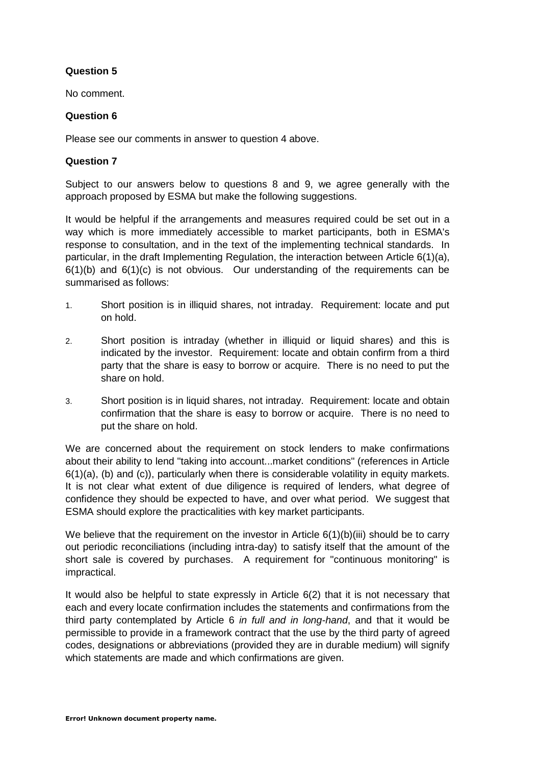**Question 5**

No comment.

**Question 6**

Please see our comments in answer to question 4 above.

**Question 7**

Subject to our answers below to questions 8 and 9, we agree generally with the approach proposed by ESMA but make the following suggestions.

It would be helpful if the arrangements and measures required could be set out in a way which is more immediately accessible to market participants, both in ESMA's response to consultation, and in the text of the implementing technical standards. In particular, in the draft Implementing Regulation, the interaction between Article 6(1)(a), 6(1)(b) and 6(1)(c) is not obvious. Our understanding of the requirements can be summarised as follows:

1. Short position is in illiquid shares, not intraday. Requirement: locate and put on hold.
2. Short position is intraday (whether in illiquid or liquid shares) and this is indicated by the investor. Requirement: locate and obtain confirm from a third party that the share is easy to borrow or acquire. There is no need to put the share on hold.
3. Short position is in liquid shares, not intraday. Requirement: locate and obtain confirmation that the share is easy to borrow or acquire. There is no need to put the share on hold.

We are concerned about the requirement on stock lenders to make confirmations about their ability to lend "taking into account...market conditions" (references in Article 6(1)(a), (b) and (c)), particularly when there is considerable volatility in equity markets. It is not clear what extent of due diligence is required of lenders, what degree of confidence they should be expected to have, and over what period. We suggest that ESMA should explore the practicalities with key market participants.

We believe that the requirement on the investor in Article 6(1)(b)(iii) should be to carry out periodic reconciliations (including intra-day) to satisfy itself that the amount of the short sale is covered by purchases. A requirement for "continuous monitoring" is impractical.

It would also be helpful to state expressly in Article 6(2) that it is not necessary that each and every locate confirmation includes the statements and confirmations from the third party contemplated by Article 6 *in full and in long-hand*, and that it would be permissible to provide in a framework contract that the use by the third party of agreed codes, designations or abbreviations (provided they are in durable medium) will signify which statements are made and which confirmations are given.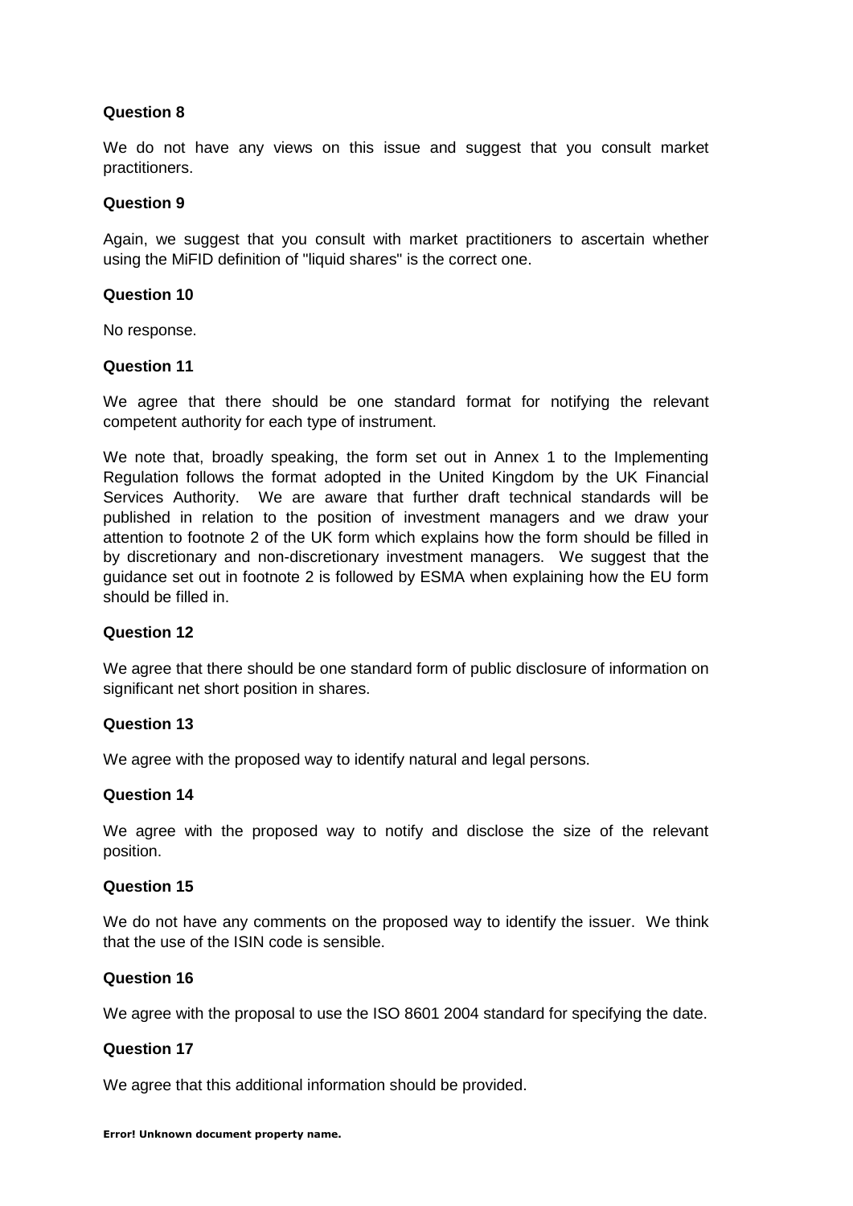**Question 8**

We do not have any views on this issue and suggest that you consult market practitioners.

**Question 9**

Again, we suggest that you consult with market practitioners to ascertain whether using the MiFID definition of "liquid shares" is the correct one.

**Question 10**

No response.

**Question 11**

We agree that there should be one standard format for notifying the relevant competent authority for each type of instrument.

We note that, broadly speaking, the form set out in Annex 1 to the Implementing Regulation follows the format adopted in the United Kingdom by the UK Financial Services Authority. We are aware that further draft technical standards will be published in relation to the position of investment managers and we draw your attention to footnote 2 of the UK form which explains how the form should be filled in by discretionary and non-discretionary investment managers. We suggest that the guidance set out in footnote 2 is followed by ESMA when explaining how the EU form should be filled in.

**Question 12**

We agree that there should be one standard form of public disclosure of information on significant net short position in shares.

**Question 13**

We agree with the proposed way to identify natural and legal persons.

**Question 14**

We agree with the proposed way to notify and disclose the size of the relevant position.

**Question 15**

We do not have any comments on the proposed way to identify the issuer. We think that the use of the ISIN code is sensible.

**Question 16**

We agree with the proposal to use the ISO 8601 2004 standard for specifying the date.

**Question 17**

We agree that this additional information should be provided.

**Error! Unknown document property name.**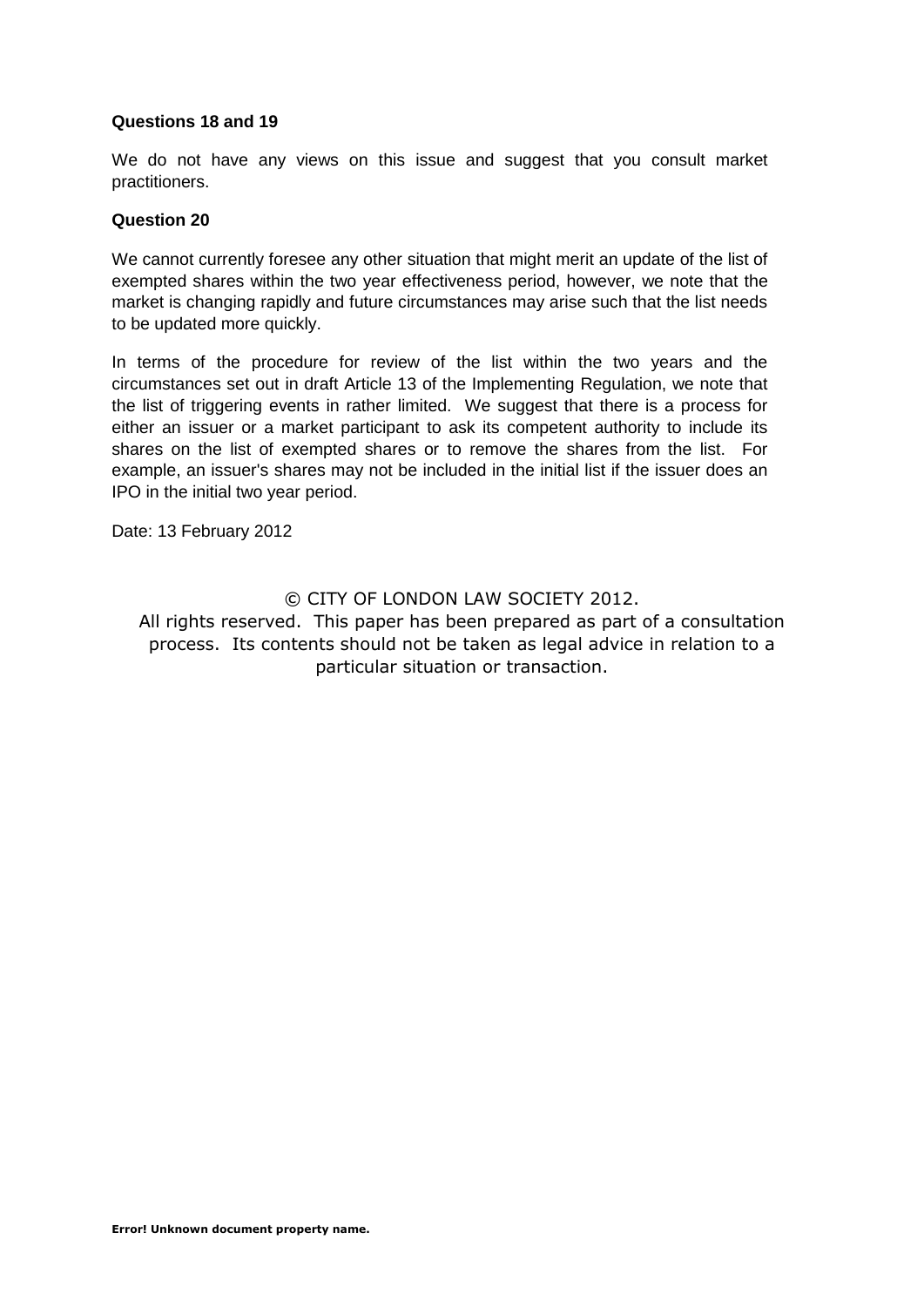**Questions 18 and 19**

We do not have any views on this issue and suggest that you consult market practitioners.

**Question 20**

We cannot currently foresee any other situation that might merit an update of the list of exempted shares within the two year effectiveness period, however, we note that the market is changing rapidly and future circumstances may arise such that the list needs to be updated more quickly.

In terms of the procedure for review of the list within the two years and the circumstances set out in draft Article 13 of the Implementing Regulation, we note that the list of triggering events in rather limited. We suggest that there is a process for either an issuer or a market participant to ask its competent authority to include its shares on the list of exempted shares or to remove the shares from the list. For example, an issuer's shares may not be included in the initial list if the issuer does an IPO in the initial two year period.

Date: 13 February 2012

© CITY OF LONDON LAW SOCIETY 2012.
All rights reserved. This paper has been prepared as part of a consultation process. Its contents should not be taken as legal advice in relation to a particular situation or transaction.

**Error! Unknown document property name.**